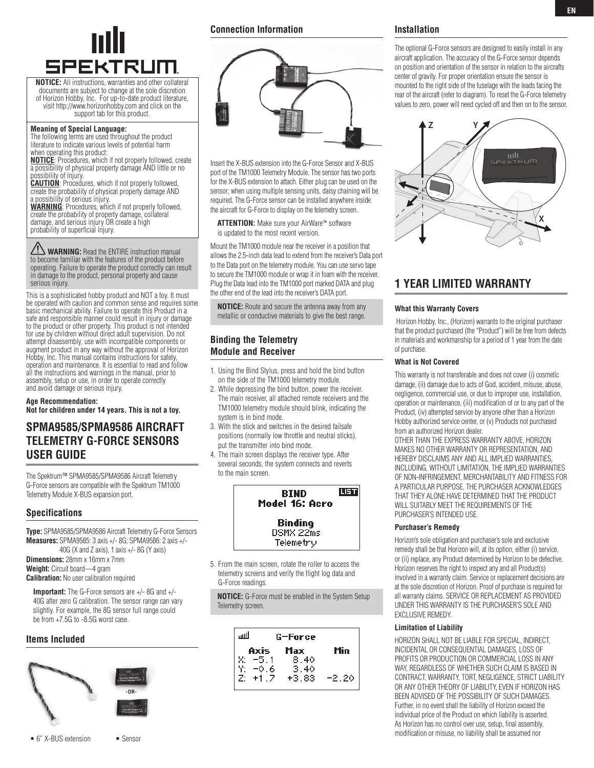**NOTICE:** All instructions, warranties and other collateral documents are subject to change at the sole discretion of Horizon Hobby, Inc. For up-to-date product literature, visit http://www.horizonhobby.com and click on the support tab for this product.

**Meaning of Special Language:**
The following terms are used throughout the product literature to indicate various levels of potential harm when operating this product:
**NOTICE**: Procedures, which if not properly followed, create a possibility of physical property damage AND little or no possibility of injury.
**CAUTION**: Procedures, which if not properly followed, create the probability of physical property damage AND a possibility of serious injury.
**WARNING**: Procedures, which if not properly followed, create the probability of property damage, collateral damage, and serious injury OR create a high probability of superficial injury.

**WARNING:** Read the ENTIRE instruction manual to become familiar with the features of the product before operating. Failure to operate the product correctly can result in damage to the product, personal property and cause serious injury.

This is a sophisticated hobby product and NOT a toy. It must be operated with caution and common sense and requires some basic mechanical ability. Failure to operate this Product in a safe and responsible manner could result in injury or damage to the product or other property. This product is not intended for use by children without direct adult supervision. Do not attempt disassembly, use with incompatible components or augment product in any way without the approval of Horizon Hobby, Inc. This manual contains instructions for safety, operation and maintenance. It is essential to read and follow all the instructions and warnings in the manual, prior to assembly, setup or use, in order to operate correctly and avoid damage or serious injury.

**Age Recommendation:**
**Not for children under 14 years. This is not a toy.**

# SPMA9585/SPMA9586 AIRCRAFT TELEMETRY G-FORCE SENSORS USER GUIDE

The Spektrum™ SPMA9585/SPMA9586 Aircraft Telemetry G-Force sensors are compatible with the Spektrum TM1000 Telemetry Module X-BUS expansion port.

## Specifications

**Type:** SPMA9585/SPMA9586 Aircraft Telemetry G-Force Sensors
**Measures:** SPMA9585: 3 axis +/- 8G; SPMA9586: 2 axis +/- 40G (X and Z axis), 1 axis +/- 8G (Y axis)
**Dimensions:** 28mm x 16mm x 7mm
**Weight:** Circuit board—4 gram
**Calibration:** No user calibration required

**Important:** The G-Force sensors are +/- 8G and +/- 40G after zero G calibration. The sensor range can vary slightly. For example, the 8G sensor full range could be from +7.5G to -8.5G worst case.

## Items Included

- 6" X-BUS extension
- Sensor

## Connection Information

Insert the X-BUS extension into the G-Force Sensor and X-BUS port of the TM1000 Telemetry Module. The sensor has two ports for the X-BUS extension to attach. Either plug can be used on the sensor; when using multiple sensing units, daisy chaining will be required. The G-Force sensor can be installed anywhere inside the aircraft for G-Force to display on the telemetry screen.

**ATTENTION:** Make sure your AirWare™ software is updated to the most recent version.

Mount the TM1000 module near the receiver in a position that allows the 2.5-inch data lead to extend from the receiver's Data port to the Data port on the telemetry module. You can use servo tape to secure the TM1000 module or wrap it in foam with the receiver. Plug the Data lead into the TM1000 port marked DATA and plug the other end of the lead into the receiver's DATA port.

**NOTICE:** Route and secure the antenna away from any metallic or conductive materials to give the best range.

## Binding the Telemetry Module and Receiver

1. Using the Bind Stylus, press and hold the bind button on the side of the TM1000 telemetry module.
2. While depressing the bind button, power the receiver. The main receiver, all attached remote receivers and the TM1000 telemetry module should blink, indicating the system is in bind mode.
3. With the stick and switches in the desired failsafe positions (normally low throttle and neutral sticks), put the transmitter into bind mode.
4. The main screen displays the receiver type. After several seconds, the system connects and reverts to the main screen.

```
BIND                LIST
Model 16: Acro

Binding
DSMX 22ms
Telemetry
```

5. From the main screen, rotate the roller to access the telemetry screens and verify the flight log data and G-Force readings.

**NOTICE:** G-Force must be enabled in the System Setup Telemetry screen.

```
        G-Force
  Axis    Max      Min
X: -5.1    8.40
Y: -0.6    3.40
Z: +1.7   +3.83   -2.20
```

## Installation

The optional G-Force sensors are designed to easily install in any aircraft application. The accuracy of the G-Force sensor depends on position and orientation of the sensor in relation to the aircrafts center of gravity. For proper orientation ensure the sensor is mounted to the right side of the fuselage with the leads facing the rear of the aircraft (refer to diagram). To reset the G-Force telemetry values to zero, power will need cycled off and then on to the sensor.

# 1 YEAR LIMITED WARRANTY

### What this Warranty Covers

Horizon Hobby, Inc., (Horizon) warrants to the original purchaser that the product purchased (the "Product") will be free from defects in materials and workmanship for a period of 1 year from the date of purchase.

### What is Not Covered

This warranty is not transferable and does not cover (i) cosmetic damage, (ii) damage due to acts of God, accident, misuse, abuse, negligence, commercial use, or due to improper use, installation, operation or maintenance, (iii) modification of or to any part of the Product, (iv) attempted service by anyone other than a Horizon Hobby authorized service center, or (v) Products not purchased from an authorized Horizon dealer.
OTHER THAN THE EXPRESS WARRANTY ABOVE, HORIZON MAKES NO OTHER WARRANTY OR REPRESENTATION, AND HEREBY DISCLAIMS ANY AND ALL IMPLIED WARRANTIES, INCLUDING, WITHOUT LIMITATION, THE IMPLIED WARRANTIES OF NON-INFRINGEMENT, MERCHANTABILITY AND FITNESS FOR A PARTICULAR PURPOSE. THE PURCHASER ACKNOWLEDGES THAT THEY ALONE HAVE DETERMINED THAT THE PRODUCT WILL SUITABLY MEET THE REQUIREMENTS OF THE PURCHASER'S INTENDED USE.

### Purchaser's Remedy

Horizon's sole obligation and purchaser's sole and exclusive remedy shall be that Horizon will, at its option, either (i) service, or (ii) replace, any Product determined by Horizon to be defective. Horizon reserves the right to inspect any and all Product(s) involved in a warranty claim. Service or replacement decisions are at the sole discretion of Horizon. Proof of purchase is required for all warranty claims. SERVICE OR REPLACEMENT AS PROVIDED UNDER THIS WARRANTY IS THE PURCHASER'S SOLE AND EXCLUSIVE REMEDY.

### Limitation of Liability

HORIZON SHALL NOT BE LIABLE FOR SPECIAL, INDIRECT, INCIDENTAL OR CONSEQUENTIAL DAMAGES, LOSS OF PROFITS OR PRODUCTION OR COMMERCIAL LOSS IN ANY WAY, REGARDLESS OF WHETHER SUCH CLAIM IS BASED IN CONTRACT, WARRANTY, TORT, NEGLIGENCE, STRICT LIABILITY OR ANY OTHER THEORY OF LIABILITY, EVEN IF HORIZON HAS BEEN ADVISED OF THE POSSIBILITY OF SUCH DAMAGES. Further, in no event shall the liability of Horizon exceed the individual price of the Product on which liability is asserted. As Horizon has no control over use, setup, final assembly, modification or misuse, no liability shall be assumed nor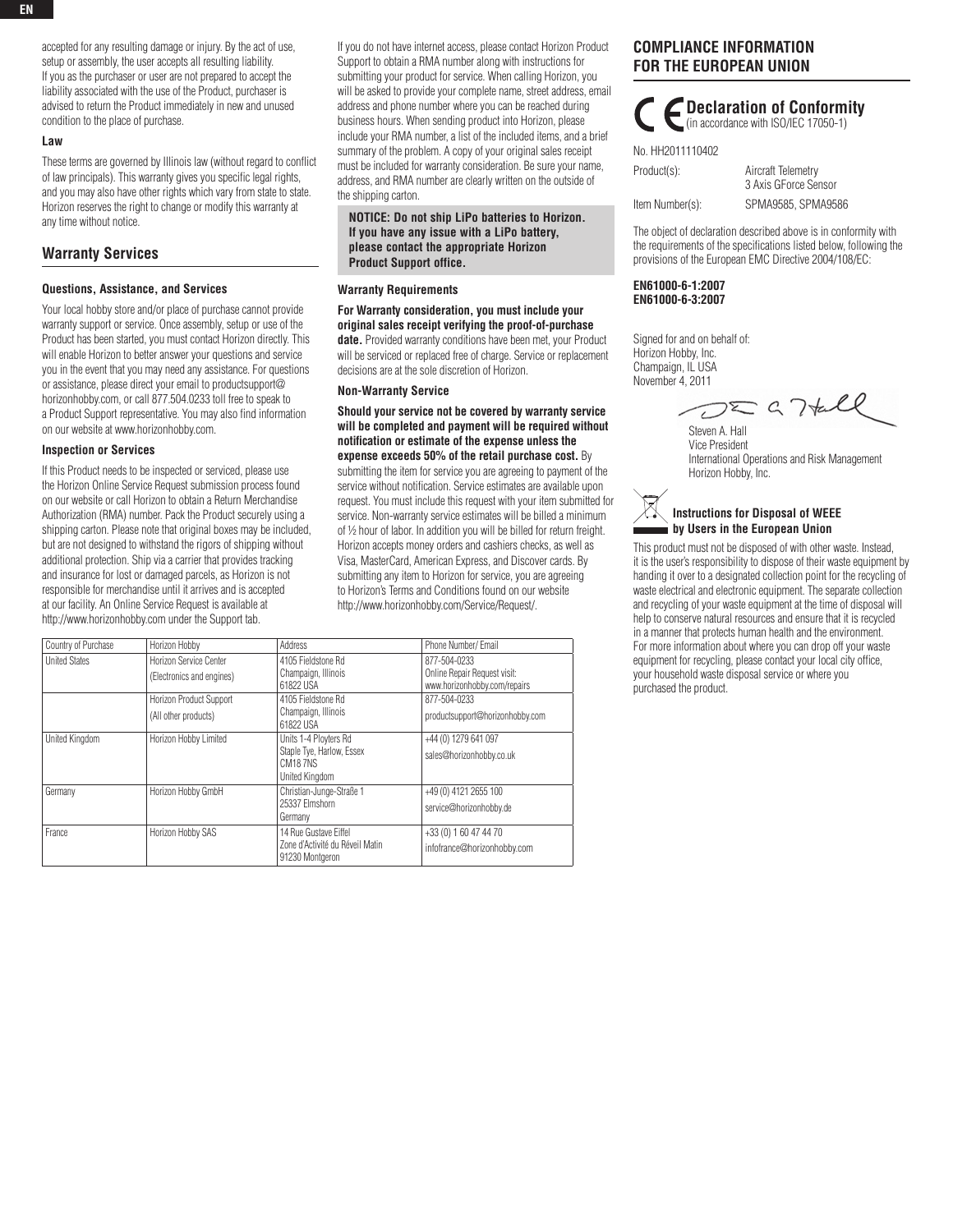accepted for any resulting damage or injury. By the act of use, setup or assembly, the user accepts all resulting liability. If you as the purchaser or user are not prepared to accept the liability associated with the use of the Product, purchaser is advised to return the Product immediately in new and unused condition to the place of purchase.

### Law

These terms are governed by Illinois law (without regard to conflict of law principals). This warranty gives you specific legal rights, and you may also have other rights which vary from state to state. Horizon reserves the right to change or modify this warranty at any time without notice.

## Warranty Services

### Questions, Assistance, and Services

Your local hobby store and/or place of purchase cannot provide warranty support or service. Once assembly, setup or use of the Product has been started, you must contact Horizon directly. This will enable Horizon to better answer your questions and service you in the event that you may need any assistance. For questions or assistance, please direct your email to productsupport@horizonhobby.com, or call 877.504.0233 toll free to speak to a Product Support representative. You may also find information on our website at www.horizonhobby.com.

### Inspection or Services

If this Product needs to be inspected or serviced, please use the Horizon Online Service Request submission process found on our website or call Horizon to obtain a Return Merchandise Authorization (RMA) number. Pack the Product securely using a shipping carton. Please note that original boxes may be included, but are not designed to withstand the rigors of shipping without additional protection. Ship via a carrier that provides tracking and insurance for lost or damaged parcels, as Horizon is not responsible for merchandise until it arrives and is accepted at our facility. An Online Service Request is available at http://www.horizonhobby.com under the Support tab.

If you do not have internet access, please contact Horizon Product Support to obtain a RMA number along with instructions for submitting your product for service. When calling Horizon, you will be asked to provide your complete name, street address, email address and phone number where you can be reached during business hours. When sending product into Horizon, please include your RMA number, a list of the included items, and a brief summary of the problem. A copy of your original sales receipt must be included for warranty consideration. Be sure your name, address, and RMA number are clearly written on the outside of the shipping carton.

**NOTICE: Do not ship LiPo batteries to Horizon. If you have any issue with a LiPo battery, please contact the appropriate Horizon Product Support office.**

### Warranty Requirements

**For Warranty consideration, you must include your original sales receipt verifying the proof-of-purchase date.** Provided warranty conditions have been met, your Product will be serviced or replaced free of charge. Service or replacement decisions are at the sole discretion of Horizon.

### Non-Warranty Service

**Should your service not be covered by warranty service will be completed and payment will be required without notification or estimate of the expense unless the expense exceeds 50% of the retail purchase cost.** By submitting the item for service you are agreeing to payment of the service without notification. Service estimates are available upon request. You must include this request with your item submitted for service. Non-warranty service estimates will be billed a minimum of ½ hour of labor. In addition you will be billed for return freight. Horizon accepts money orders and cashiers checks, as well as Visa, MasterCard, American Express, and Discover cards. By submitting any item to Horizon for service, you are agreeing to Horizon's Terms and Conditions found on our website http://www.horizonhobby.com/Service/Request/.

| Country of Purchase | Horizon Hobby | Address | Phone Number/ Email |
|---|---|---|---|
| United States | Horizon Service Center (Electronics and engines) | 4105 Fieldstone Rd Champaign, Illinois 61822 USA | 877-504-0233 Online Repair Request visit: www.horizonhobby.com/repairs |
| | Horizon Product Support (All other products) | 4105 Fieldstone Rd Champaign, Illinois 61822 USA | 877-504-0233 productsupport@horizonhobby.com |
| United Kingdom | Horizon Hobby Limited | Units 1-4 Ployters Rd Staple Tye, Harlow, Essex CM18 7NS United Kingdom | +44 (0) 1279 641 097 sales@horizonhobby.co.uk |
| Germany | Horizon Hobby GmbH | Christian-Junge-Straße 1 25337 Elmshorn Germany | +49 (0) 4121 2655 100 service@horizonhobby.de |
| France | Horizon Hobby SAS | 14 Rue Gustave Eiffel Zone d'Activité du Réveil Matin 91230 Montgeron | +33 (0) 1 60 47 44 70 infofrance@horizonhobby.com |

## COMPLIANCE INFORMATION FOR THE EUROPEAN UNION

### Declaration of Conformity

(in accordance with ISO/IEC 17050-1)

No. HH2011110402

Product(s): Aircraft Telemetry 3 Axis GForce Sensor

Item Number(s): SPMA9585, SPMA9586

The object of declaration described above is in conformity with the requirements of the specifications listed below, following the provisions of the European EMC Directive 2004/108/EC:

**EN61000-6-1:2007**
**EN61000-6-3:2007**

Signed for and on behalf of:
Horizon Hobby, Inc.
Champaign, IL USA
November 4, 2011

Steven A. Hall
Vice President
International Operations and Risk Management
Horizon Hobby, Inc.

### Instructions for Disposal of WEEE by Users in the European Union

This product must not be disposed of with other waste. Instead, it is the user's responsibility to dispose of their waste equipment by handing it over to a designated collection point for the recycling of waste electrical and electronic equipment. The separate collection and recycling of your waste equipment at the time of disposal will help to conserve natural resources and ensure that it is recycled in a manner that protects human health and the environment. For more information about where you can drop off your waste equipment for recycling, please contact your local city office, your household waste disposal service or where you purchased the product.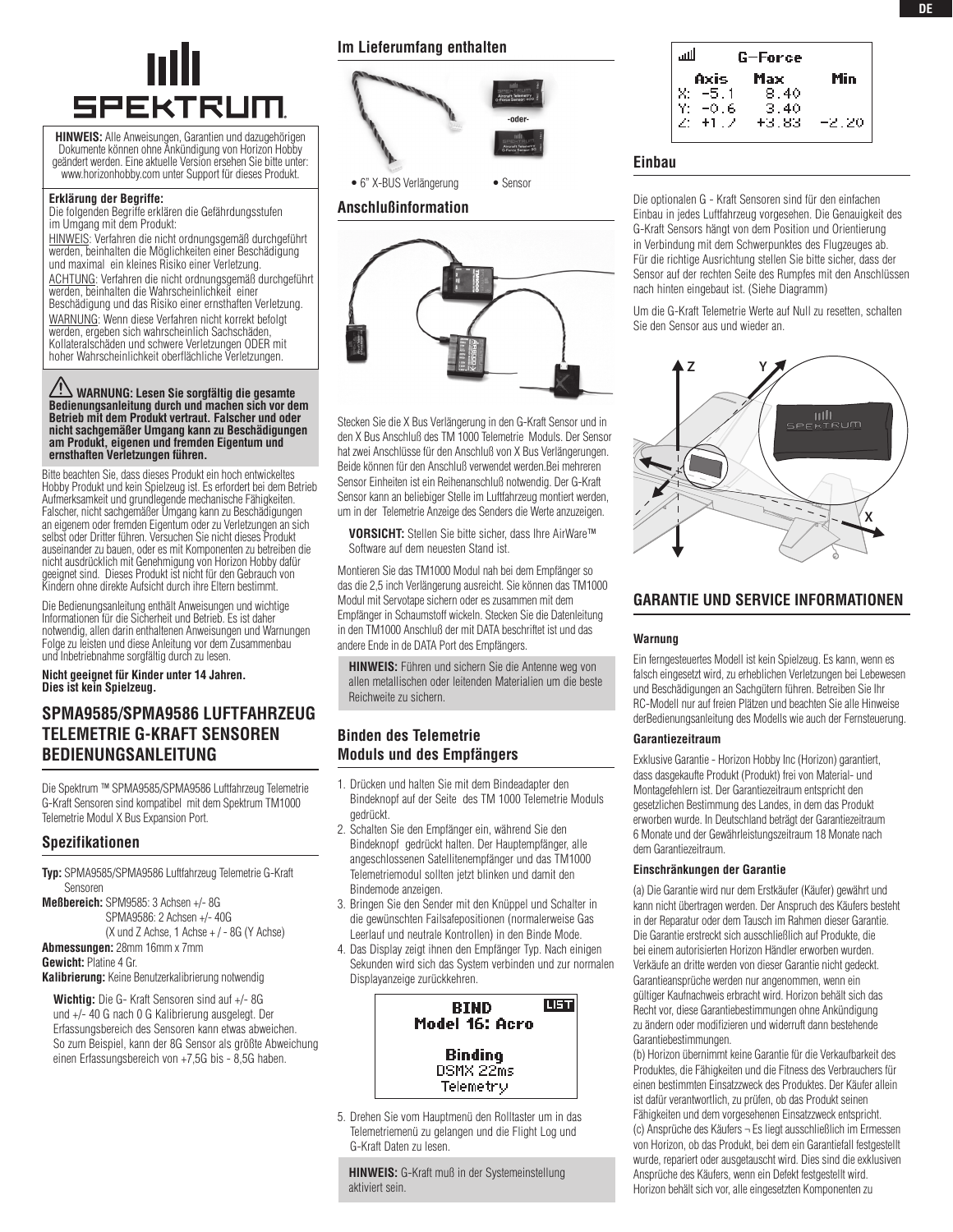# SPEKTRUM

**HINWEIS:** Alle Anweisungen, Garantien und dazugehörigen Dokumente können ohne Ankündigung von Horizon Hobby geändert werden. Eine aktuelle Version ersehen Sie bitte unter: www.horizonhobby.com unter Support für dieses Produkt.

**Erklärung der Begriffe:**
Die folgenden Begriffe erklären die Gefährdungsstufen im Umgang mit dem Produkt:

HINWEIS: Verfahren die nicht ordnungsgemäß durchgeführt werden, beinhalten die Möglichkeiten einer Beschädigung und maximal ein kleines Risiko einer Verletzung.

ACHTUNG: Verfahren die nicht ordnungsgemäß durchgeführt werden, beinhalten die Wahrscheinlichkeit einer Beschädigung und das Risiko einer ernsthaften Verletzung.

WARNUNG: Wenn diese Verfahren nicht korrekt befolgt werden, ergeben sich wahrscheinlich Sachschäden, Kollateralschäden und schwere Verletzungen ODER mit hoher Wahrscheinlichkeit oberflächliche Verletzungen.

**⚠ WARNUNG: Lesen Sie sorgfältig die gesamte Bedienungsanleitung durch und machen sich vor dem Betrieb mit dem Produkt vertraut. Falscher und oder nicht sachgemäßer Umgang kann zu Beschädigungen am Produkt, eigenen und fremden Eigentum und ernsthaften Verletzungen führen.**

Bitte beachten Sie, dass dieses Produkt ein hoch entwickeltes Hobby Produkt und kein Spielzeug ist. Es erfordert bei dem Betrieb Aufmerksamkeit und grundlegende mechanische Fähigkeiten. Falscher, nicht sachgemäßer Umgang kann zu Beschädigungen an eigenem oder fremden Eigentum oder zu Verletzungen an sich selbst oder Dritter führen. Versuchen Sie nicht dieses Produkt auseinander zu bauen, oder es mit Komponenten zu betreiben die nicht ausdrücklich mit Genehmigung von Horizon Hobby dafür geeignet sind. Dieses Produkt ist nicht für den Gebrauch von Kindern ohne direkte Aufsicht durch ihre Eltern bestimmt.

Die Bedienungsanleitung enthält Anweisungen und wichtige Informationen für die Sicherheit und Betrieb. Es ist daher notwendig, allen darin enthaltenen Anweisungen und Warnungen Folge zu leisten und diese Anleitung vor dem Zusammenbau und Inbetriebnahme sorgfältig durch zu lesen.

**Nicht geeignet für Kinder unter 14 Jahren. Dies ist kein Spielzeug.**

## SPMA9585/SPMA9586 LUFTFAHRZEUG TELEMETRIE G-KRAFT SENSOREN BEDIENUNGSANLEITUNG

Die Spektrum ™ SPMA9585/SPMA9586 Luftfahrzeug Telemetrie G-Kraft Sensoren sind kompatibel mit dem Spektrum TM1000 Telemetrie Modul X Bus Expansion Port.

### Spezifikationen

**Typ:** SPMA9585/SPMA9586 Luftfahrzeug Telemetrie G-Kraft Sensoren
**Meßbereich:** SPM9585: 3 Achsen +/- 8G
SPMA9586: 2 Achsen +/- 40G
(X und Z Achse, 1 Achse + / - 8G (Y Achse)
**Abmessungen:** 28mm 16mm x 7mm
**Gewicht:** Platine 4 Gr.
**Kalibrierung:** Keine Benutzerkalibrierung notwendig

**Wichtig:** Die G- Kraft Sensoren sind auf +/- 8G und +/- 40 G nach 0 G Kalibrierung ausgelegt. Der Erfassungsbereich des Sensoren kann etwas abweichen. So zum Beispiel, kann der 8G Sensor als größte Abweichung einen Erfassungsbereich von +7,5G bis - 8,5G haben.

### Im Lieferumfang enthalten

-oder-

- 6" X-BUS Verlängerung
- Sensor

### Anschlußinformation

Stecken Sie die X Bus Verlängerung in den G-Kraft Sensor und in den X Bus Anschluß des TM 1000 Telemetrie Moduls. Der Sensor hat zwei Anschlüsse für den Anschluß von X Bus Verlängerungen. Beide können für den Anschluß verwendet werden.Bei mehreren Sensor Einheiten ist ein Reihenanschluß notwendig. Der G-Kraft Sensor kann an beliebiger Stelle im Luftfahrzeug montiert werden, um in der Telemetrie Anzeige des Senders die Werte anzuzeigen.

**VORSICHT:** Stellen Sie bitte sicher, dass Ihre AirWare™ Software auf dem neuesten Stand ist.

Montieren Sie das TM1000 Modul nah bei dem Empfänger so das die 2,5 inch Verlängerung ausreicht. Sie können das TM1000 Modul mit Servotape sichern oder es zusammen mit dem Empfänger in Schaumstoff wickeln. Stecken Sie die Datenleitung in den TM1000 Anschluß der mit DATA beschriftet ist und das andere Ende in de DATA Port des Empfängers.

**HINWEIS:** Führen und sichern Sie die Antenne weg von allen metallischen oder leitenden Materialien um die beste Reichweite zu sichern.

### Binden des Telemetrie Moduls und des Empfängers

1. Drücken und halten Sie mit dem Bindeadapter den Bindeknopf auf der Seite des TM 1000 Telemetrie Moduls gedrückt.
2. Schalten Sie den Empfänger ein, während Sie den Bindeknopf gedrückt halten. Der Hauptempfänger, alle angeschlossenen Satellitenempfänger und das TM1000 Telemetriemodul sollten jetzt blinken und damit den Bindemode anzeigen.
3. Bringen Sie den Sender mit den Knüppel und Schalter in die gewünschten Failsafepositionen (normalerweise Gas Leerlauf und neutrale Kontrollen) in den Binde Mode.
4. Das Display zeigt ihnen den Empfänger Typ. Nach einigen Sekunden wird sich das System verbinden und zur normalen Displayanzeige zurückkehren.

```
BIND                LIST
Model 16: Acro

Binding
DSMX 22ms
Telemetry
```

5. Drehen Sie vom Hauptmenü den Rolltaster um in das Telemetriemenü zu gelangen und die Flight Log und G-Kraft Daten zu lesen.

**HINWEIS:** G-Kraft muß in der Systemeinstellung aktiviert sein.

```
        G-Force
  Axis    Max      Min
X: -5.1   8.40
Y: -0.6   3.40
Z: +1.7  +3.83   -2.20
```

### Einbau

Die optionalen G - Kraft Sensoren sind für den einfachen Einbau in jedes Luftfahrzeug vorgesehen. Die Genauigkeit des G-Kraft Sensors hängt von dem Position und Orientierung in Verbindung mit dem Schwerpunktes des Flugzeuges ab. Für die richtige Ausrichtung stellen Sie bitte sicher, dass der Sensor auf der rechten Seite des Rumpfes mit den Anschlüssen nach hinten eingebaut ist. (Siehe Diagramm)

Um die G-Kraft Telemetrie Werte auf Null zu resetten, schalten Sie den Sensor aus und wieder an.

## GARANTIE UND SERVICE INFORMATIONEN

### Warnung

Ein ferngesteuertes Modell ist kein Spielzeug. Es kann, wenn es falsch eingesetzt wird, zu erheblichen Verletzungen bei Lebewesen und Beschädigungen an Sachgütern führen. Betreiben Sie Ihr RC-Modell nur auf freien Plätzen und beachten Sie alle Hinweise derBedienungsanleitung des Modells wie auch der Fernsteuerung.

### Garantiezeitraum

Exklusive Garantie - Horizon Hobby Inc (Horizon) garantiert, dass dasgekaufte Produkt (Produkt) frei von Material- und Montagefehlern ist. Der Garantiezeitraum entspricht den gesetzlichen Bestimmung des Landes, in dem das Produkt erworben wurde. In Deutschland beträgt der Garantiezeitraum 6 Monate und der Gewährleistungszeitraum 18 Monate nach dem Garantiezeitraum.

### Einschränkungen der Garantie

(a) Die Garantie wird nur dem Erstkäufer (Käufer) gewährt und kann nicht übertragen werden. Der Anspruch des Käufers besteht in der Reparatur oder dem Tausch im Rahmen dieser Garantie. Die Garantie erstreckt sich ausschließlich auf Produkte, die bei einem autorisierten Horizon Händler erworben wurden. Verkäufe an dritte werden von dieser Garantie nicht gedeckt. Garantieansprüche werden nur angenommen, wenn ein gültiger Kaufnachweis erbracht wird. Horizon behält sich das Recht vor, diese Garantiebestimmungen ohne Ankündigung zu ändern oder modifizieren und widerruft dann bestehende Garantiebestimmungen.

(b) Horizon übernimmt keine Garantie für die Verkaufbarkeit des Produktes, die Fähigkeiten und die Fitness des Verbrauchers für einen bestimmten Einsatzzweck des Produktes. Der Käufer allein ist dafür verantwortlich, zu prüfen, ob das Produkt seinen Fähigkeiten und dem vorgesehenen Einsatzzweck entspricht.

(c) Ansprüche des Käufers ¬ Es liegt ausschließlich im Ermessen von Horizon, ob das Produkt, bei dem ein Garantiefall festgestellt wurde, repariert oder ausgetauscht wird. Dies sind die exklusiven Ansprüche des Käufers, wenn ein Defekt festgestellt wird. Horizon behält sich vor, alle eingesetzten Komponenten zu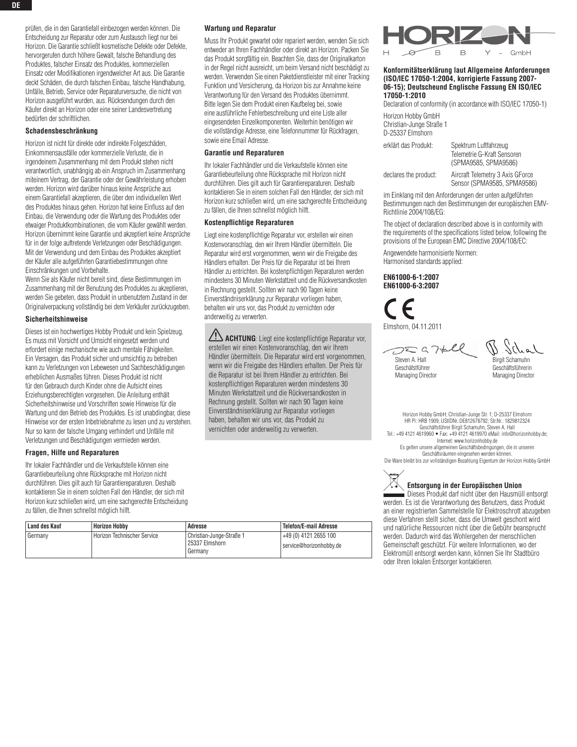prüfen, die in den Garantiefall einbezogen werden können. Die Entscheidung zur Reparatur oder zum Austausch liegt nur bei Horizon. Die Garantie schließt kosmetische Defekte oder Defekte, hervorgerufen durch höhere Gewalt, falsche Behandlung des Produktes, falscher Einsatz des Produktes, kommerziellen Einsatz oder Modifikationen irgendwelcher Art aus. Die Garantie deckt Schäden, die durch falschen Einbau, falsche Handhabung, Unfälle, Betrieb, Service oder Reparaturversuche, die nicht von Horizon ausgeführt wurden, aus. Rücksendungen durch den Käufer direkt an Horizon oder eine seiner Landesvertretung bedürfen der schriftlichen.

### Schadensbeschränkung

Horizon ist nicht für direkte oder indirekte Folgeschäden, Einkommensausfälle oder kommerzielle Verluste, die in irgendeinem Zusammenhang mit dem Produkt stehen nicht verantwortlich, unabhängig ab ein Anspruch im Zusammenhang miteinem Vertrag, der Garantie oder der Gewährleistung erhoben werden. Horizon wird darüber hinaus keine Ansprüche aus einem Garantiefall akzeptieren, die über den individuellen Wert des Produktes hinaus gehen. Horizon hat keine Einfluss auf den Einbau, die Verwendung oder die Wartung des Produktes oder etwaiger Produktkombinationen, die vom Käufer gewählt werden. Horizon übernimmt keine Garantie und akzeptiert keine Ansprüche für in der folge auftretende Verletzungen oder Beschädigungen. Mit der Verwendung und dem Einbau des Produktes akzeptiert der Käufer alle aufgeführten Garantiebestimmungen ohne Einschränkungen und Vorbehalte.
Wenn Sie als Käufer nicht bereit sind, diese Bestimmungen im Zusammenhang mit der Benutzung des Produktes zu akzeptieren, werden Sie gebeten, dass Produkt in unbenutztem Zustand in der Originalverpackung vollständig bei dem Verkäufer zurückzugeben.

### Sicherheitshinweise

Dieses ist ein hochwertiges Hobby Produkt und kein Spielzeug. Es muss mit Vorsicht und Umsicht eingesetzt werden und erfordert einige mechanische wie auch mentale Fähigkeiten. Ein Versagen, das Produkt sicher und umsichtig zu betreiben kann zu Verletzungen von Lebewesen und Sachbeschädigungen erheblichen Ausmaßes führen. Dieses Produkt ist nicht für den Gebrauch durch Kinder ohne die Aufsicht eines Erziehungsberechtigten vorgesehen. Die Anleitung enthält Sicherheitshinweise und Vorschriften sowie Hinweise für die Wartung und den Betrieb des Produktes. Es ist unabdingbar, diese Hinweise vor der ersten Inbetriebnahme zu lesen und zu verstehen. Nur so kann der falsche Umgang verhindert und Unfälle mit Verletzungen und Beschädigungen vermieden werden.

### Fragen, Hilfe und Reparaturen

Ihr lokaler Fachhändler und die Verkaufstelle können eine Garantiebeurteilung ohne Rücksprache mit Horizon nicht durchführen. Dies gilt auch für Garantiereparaturen. Deshalb kontaktieren Sie in einem solchen Fall den Händler, der sich mit Horizon kurz schließen wird, um eine sachgerechte Entscheidung zu fällen, die Ihnen schnellst möglich hilft.

### Wartung und Reparatur

Muss Ihr Produkt gewartet oder repariert werden, wenden Sie sich entweder an Ihren Fachhändler oder direkt an Horizon. Packen Sie das Produkt sorgfältig ein. Beachten Sie, dass der Originalkarton in der Regel nicht ausreicht, um beim Versand nicht beschädigt zu werden. Verwenden Sie einen Paketdienstleister mit einer Tracking Funktion und Versicherung, da Horizon bis zur Annahme keine Verantwortung für den Versand des Produktes übernimmt.
Bitte legen Sie dem Produkt einen Kaufbeleg bei, sowie eine ausführliche Fehlerbeschreibung und eine Liste aller eingesendeten Einzelkomponenten. Weiterhin benötigen wir die vollständige Adresse, eine Telefonnummer für Rückfragen, sowie eine Email Adresse.

### Garantie und Reparaturen

Ihr lokaler Fachhändler und die Verkaufstelle können eine Garantiebeurteilung ohne Rücksprache mit Horizon nicht durchführen. Dies gilt auch für Garantiereparaturen. Deshalb kontaktieren Sie in einem solchen Fall den Händler, der sich mit Horizon kurz schließen wird, um eine sachgerechte Entscheidung zu fällen, die Ihnen schnellst möglich hilft.

### Kostenpflichtige Reparaturen

Liegt eine kostenpflichtige Reparatur vor, erstellen wir einen Kostenvoranschlag, den wir Ihrem Händler übermitteln. Die Reparatur wird erst vorgenommen, wenn wir die Freigabe des Händlers erhalten. Der Preis für die Reparatur ist bei Ihrem Händler zu entrichten. Bei kostenpflichtigen Reparaturen werden mindestens 30 Minuten Werkstattzeit und die Rückversandkosten in Rechnung gestellt. Sollten wir nach 90 Tagen keine Einverständniserklärung zur Reparatur vorliegen haben, behalten wir uns vor, das Produkt zu vernichten oder anderweitig zu verwerten.

> ⚠ **ACHTUNG**: Liegt eine kostenpflichtige Reparatur vor, erstellen wir einen Kostenvoranschlag, den wir Ihrem Händler übermitteln. Die Reparatur wird erst vorgenommen, wenn wir die Freigabe des Händlers erhalten. Der Preis für die Reparatur ist bei Ihrem Händler zu entrichten. Bei kostenpflichtigen Reparaturen werden mindestens 30 Minuten Werkstattzeit und die Rückversandkosten in Rechnung gestellt. Sollten wir nach 90 Tagen keine Einverständniserklärung zur Reparatur vorliegen haben, behalten wir uns vor, das Produkt zu vernichten oder anderweitig zu verwerten.

| Land des Kauf | Horizon Hobby | Adresse | Telefon/E-mail Adresse |
|---|---|---|---|
| Germany | Horizon Technischer Service | Christian-Junge-Straße 1<br>25337 Elmshorn<br>Germany | +49 (0) 4121 2655 100<br>service@horizonhobby.de |

HORIZON HOBBY – GmbH

**Konformitätserklärung laut Allgemeine Anforderungen (ISO/IEC 17050-1:2004, korrigierte Fassung 2007-06-15); Deutscheund Englische Fassung EN ISO/IEC 17050-1:2010**
Declaration of conformity (in accordance with ISO/IEC 17050-1)

Horizon Hobby GmbH
Christian-Junge Straße 1
D-25337 Elmshorn

| | |
|---|---|
| erklärt das Produkt: | Spektrum Luftfahrzeug Telemetrie G-Kraft Sensoren (SPMA9585, SPMA9586) |
| declares the product: | Aircraft Telemetry 3 Axis GForce Sensor (SPMA9585, SPMA9586) |

im Einklang mit den Anforderungen der unten aufgeführten Bestimmungen nach den Bestimmungen der europäischen EMV-Richtlinie 2004/108/EG:

The object of declaration described above is in conformity with the requirements of the specifications listed below, following the provisions of the European EMC Directive 2004/108/EC:

Angewendete harmonisierte Normen:
Harmonised standards applied:

**EN61000-6-1:2007**
**EN61000-6-3:2007**

CE

Elmshorn, 04.11.2011

Steven A. Hall
Geschäftsführer
Managing Director

Birgit Schamuhn
Geschäftsführerin
Managing Director

Horizon Hobby GmbH; Christian-Junge Str. 1; D-25337 Elmshorn
HR Pi: HRB 1909; UStIDNr.:DE812678792; Str.Nr.: 1829812324
Geschäftsführer Birgit Schamuhn, Steven A. Hall
Tel.: +49 4121 4619960 • Fax: +49 4121 4619970 eMail: info@horizonhobby.de;
Internet: www.horizonhobby.de
Es gelten unsere allgemeinen Geschäftsbedingungen, die in unseren Geschäftsräumen eingesehen werden können.
Die Ware bleibt bis zur vollständigen Bezahlung Eigentum der Horizon Hobby GmbH

### Entsorgung in der Europäischen Union

Dieses Produkt darf nicht über den Hausmüll entsorgt werden. Es ist die Verantwortung des Benutzers, dass Produkt an einer registrierten Sammelstelle für Elektroschrott abzugeben diese Verfahren stellt sicher, dass die Umwelt geschont wird und natürliche Ressourcen nicht über die Gebühr beansprucht werden. Dadurch wird das Wohlergehen der menschlichen Gemeinschaft geschützt. Für weitere Informationen, wo der Elektromüll entsorgt werden kann, können Sie Ihr Stadtbüro oder Ihren lokalen Entsorger kontaktieren.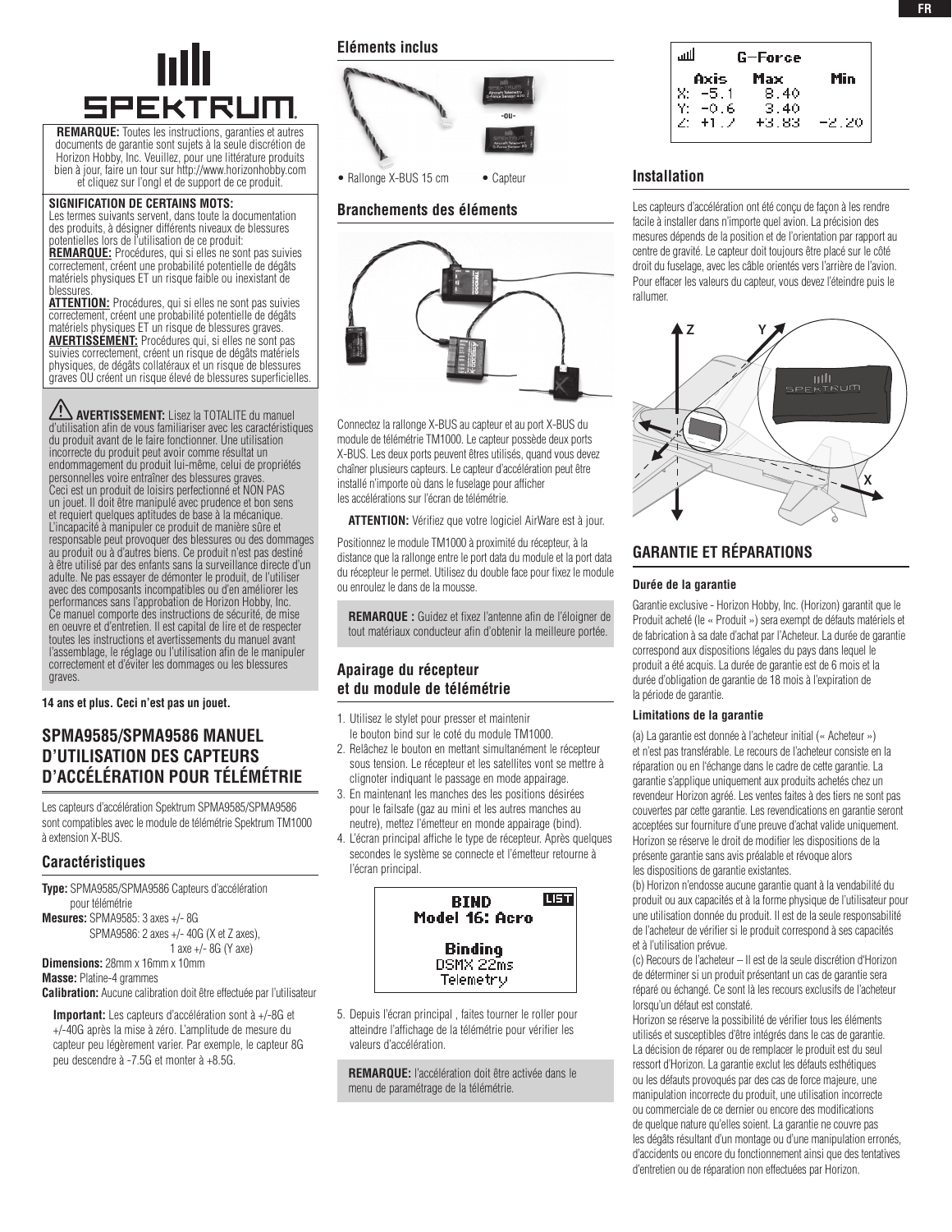**REMARQUE:** Toutes les instructions, garanties et autres documents de garantie sont sujets à la seule discrétion de Horizon Hobby, Inc. Veuillez, pour une littérature produits bien à jour, faire un tour sur http://www.horizonhobby.com et cliquez sur l'ongl et de support de ce produit.

**SIGNIFICATION DE CERTAINS MOTS:**
Les termes suivants servent, dans toute la documentation des produits, à désigner différents niveaux de blessures potentielles lors de l'utilisation de ce produit:
**REMARQUE:** Procédures, qui si elles ne sont pas suivies correctement, créent une probabilité potentielle de dégâts matériels physiques ET un risque faible ou inexistant de blessures.
**ATTENTION:** Procédures, qui si elles ne sont pas suivies correctement, créent une probabilité potentielle de dégâts matériels physiques ET un risque de blessures graves.
**AVERTISSEMENT:** Procédures qui, si elles ne sont pas suivies correctement, créent un risque de dégâts matériels physiques, de dégâts collatéraux et un risque de blessures graves OU créent un risque élevé de blessures superficielles.

**AVERTISSEMENT:** Lisez la TOTALITE du manuel d'utilisation afin de vous familiariser avec les caractéristiques du produit avant de le faire fonctionner. Une utilisation incorrecte du produit peut avoir comme résultat un endommagement du produit lui-même, celui de propriétés personnelles voire entraîner des blessures graves.
Ceci est un produit de loisirs perfectionné et NON PAS un jouet. Il doit être manipulé avec prudence et bon sens et requiert quelques aptitudes de base à la mécanique. L'incapacité à manipuler ce produit de manière sûre et responsable peut provoquer des blessures ou des dommages au produit ou à d'autres biens. Ce produit n'est pas destiné à être utilisé par des enfants sans la surveillance directe d'un adulte. Ne pas essayer de démonter le produit, de l'utiliser avec des composants incompatibles ou d'en améliorer les performances sans l'approbation de Horizon Hobby, Inc.
Ce manuel comporte des instructions de sécurité, de mise en oeuvre et d'entretien. Il est capital de lire et de respecter toutes les instructions et avertissements du manuel avant l'assemblage, le réglage ou l'utilisation afin de le manipuler correctement et d'éviter les dommages ou les blessures graves.

**14 ans et plus. Ceci n'est pas un jouet.**

## SPMA9585/SPMA9586 MANUEL D'UTILISATION DES CAPTEURS D'ACCÉLÉRATION POUR TÉLÉMÉTRIE

Les capteurs d'accélération Spektrum SPMA9585/SPMA9586 sont compatibles avec le module de télémétrie Spektrum TM1000 à extension X-BUS.

### Caractéristiques

**Type:** SPMA9585/SPMA9586 Capteurs d'accélération pour télémétrie
**Mesures:** SPMA9585: 3 axes +/- 8G
SPMA9586: 2 axes +/- 40G (X et Z axes), 1 axe +/- 8G (Y axe)
**Dimensions:** 28mm x 16mm x 10mm
**Masse:** Platine-4 grammes
**Calibration:** Aucune calibration doit être effectuée par l'utilisateur

**Important:** Les capteurs d'accélération sont à +/-8G et +/-40G après la mise à zéro. L'amplitude de mesure du capteur peu légèrement varier. Par exemple, le capteur 8G peu descendre à -7.5G et monter à +8.5G.

### Eléments inclus

- Rallonge X-BUS 15 cm
- Capteur

### Branchements des éléments

Connectez la rallonge X-BUS au capteur et au port X-BUS du module de télémétrie TM1000. Le capteur possède deux ports X-BUS. Les deux ports peuvent être utilisés, quand vous devez chaîner plusieurs capteurs. Le capteur d'accélération peut être installé n'importe où dans le fuselage pour afficher les accélérations sur l'écran de télémétrie.

**ATTENTION:** Vérifiez que votre logiciel AirWare est à jour.

Positionnez le module TM1000 à proximité du récepteur, à la distance que la rallonge entre le port data du module et la port data du récepteur le permet. Utilisez du double face pour fixez le module ou enroulez le dans de la mousse.

**REMARQUE :** Guidez et fixez l'antenne afin de l'éloigner de tout matériaux conducteur afin d'obtenir la meilleure portée.

### Apairage du récepteur et du module de télémétrie

1. Utilisez le stylet pour presser et maintenir le bouton bind sur le coté du module TM1000.
2. Relâchez le bouton en mettant simultanément le récepteur sous tension. Le récepteur et les satellites vont se mettre à clignoter indiquant le passage en mode appairage.
3. En maintenant les manches des les positions désirées pour le failsafe (gaz au mini et les autres manches au neutre), mettez l'émetteur en monde appairage (bind).
4. L'écran principal affiche le type de récepteur. Après quelques secondes le système se connecte et l'émetteur retourne à l'écran principal.

```
BIND            LIST
Model 16: Acro

Binding
DSMX 22ms
Telemetry
```

5. Depuis l'écran principal , faites tourner le roller pour atteindre l'affichage de la télémétrie pour vérifier les valeurs d'accélération.

**REMARQUE:** l'accélération doit être activée dans le menu de paramétrage de la télémétrie.

| G-Force | | |
|---|---|---|
| Axis | Max | Min |
| X: -5.1 | 8.40 | |
| Y: -0.6 | 3.40 | |
| Z: +1.7 | +3.83 | -2.20 |

### Installation

Les capteurs d'accélération ont été conçu de façon à les rendre facile à installer dans n'importe quel avion. La précision des mesures dépends de la position et de l'orientation par rapport au centre de gravité. Le capteur doit toujours être placé sur le côté droit du fuselage, avec les câble orientés vers l'arrière de l'avion. Pour effacer les valeurs du capteur, vous devez l'éteindre puis le rallumer.

## GARANTIE ET RÉPARATIONS

#### Durée de la garantie

Garantie exclusive - Horizon Hobby, Inc. (Horizon) garantit que le Produit acheté (le « Produit ») sera exempt de défauts matériels et de fabrication à sa date d'achat par l'Acheteur. La durée de garantie correspond aux dispositions légales du pays dans lequel le produit a été acquis. La durée de garantie est de 6 mois et la durée d'obligation de garantie de 18 mois à l'expiration de la période de garantie.

#### Limitations de la garantie

(a) La garantie est donnée à l'acheteur initial (« Acheteur ») et n'est pas transférable. Le recours de l'acheteur consiste en la réparation ou en l'échange dans le cadre de cette garantie. La garantie s'applique uniquement aux produits achetés chez un revendeur Horizon agréé. Les ventes faites à des tiers ne sont pas couvertes par cette garantie. Les revendications en garantie seront acceptées sur fourniture d'une preuve d'achat valide uniquement. Horizon se réserve le droit de modifier les dispositions de la présente garantie sans avis préalable et révoque alors les dispositions de garantie existantes.
(b) Horizon n'endosse aucune garantie quant à la vendabilité du produit ou aux capacités et à la forme physique de l'utilisateur pour une utilisation donnée du produit. Il est de la seule responsabilité de l'acheteur de vérifier si le produit correspond à ses capacités et à l'utilisation prévue.
(c) Recours de l'acheteur – Il est de la seule discrétion d'Horizon de déterminer si un produit présentant un cas de garantie sera réparé ou échangé. Ce sont là les recours exclusifs de l'acheteur lorsqu'un défaut est constaté.
Horizon se réserve la possibilité de vérifier tous les éléments utilisés et susceptibles d'être intégrés dans le cas de garantie. La décision de réparer ou de remplacer le produit est du seul ressort d'Horizon. La garantie exclut les défauts esthétiques ou les défauts provoqués par des cas de force majeure, une manipulation incorrecte du produit, une utilisation incorrecte ou commerciale de ce dernier ou encore des modifications de quelque nature qu'elles soient. La garantie ne couvre pas les dégâts résultant d'un montage ou d'une manipulation erronés, d'accidents ou encore du fonctionnement ainsi que des tentatives d'entretien ou de réparation non effectuées par Horizon.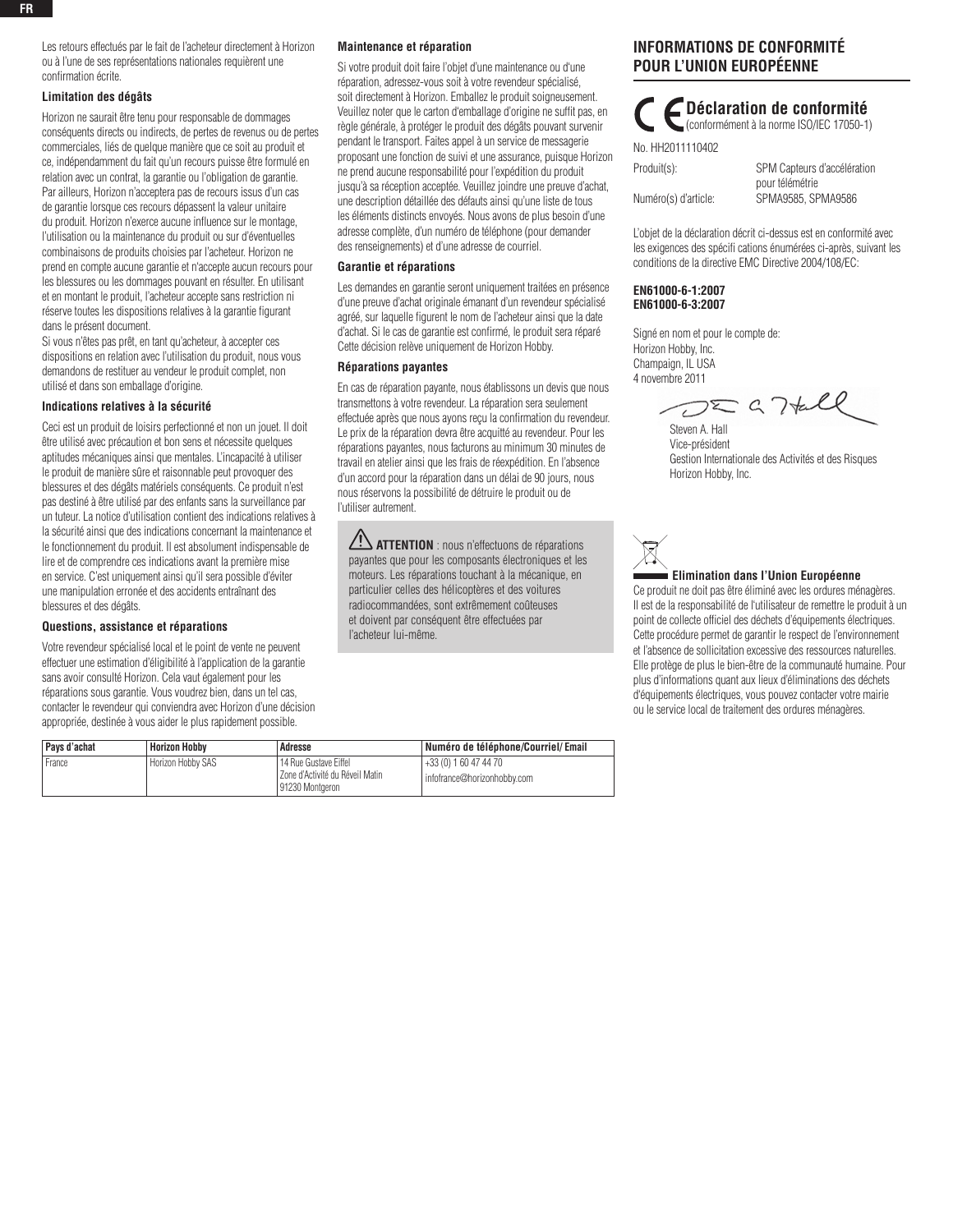Les retours effectués par le fait de l'acheteur directement à Horizon ou à l'une de ses représentations nationales requièrent une confirmation écrite.

**Limitation des dégâts**

Horizon ne saurait être tenu pour responsable de dommages conséquents directs ou indirects, de pertes de revenus ou de pertes commerciales, liés de quelque manière que ce soit au produit et ce, indépendamment du fait qu'un recours puisse être formulé en relation avec un contrat, la garantie ou l'obligation de garantie. Par ailleurs, Horizon n'acceptera pas de recours issus d'un cas de garantie lorsque ces recours dépassent la valeur unitaire du produit. Horizon n'exerce aucune influence sur le montage, l'utilisation ou la maintenance du produit ou sur d'éventuelles combinaisons de produits choisies par l'acheteur. Horizon ne prend en compte aucune garantie et n'accepte aucun recours pour les blessures ou les dommages pouvant en résulter. En utilisant et en montant le produit, l'acheteur accepte sans restriction ni réserve toutes les dispositions relatives à la garantie figurant dans le présent document.

Si vous n'êtes pas prêt, en tant qu'acheteur, à accepter ces dispositions en relation avec l'utilisation du produit, nous vous demandons de restituer au vendeur le produit complet, non utilisé et dans son emballage d'origine.

**Indications relatives à la sécurité**

Ceci est un produit de loisirs perfectionné et non un jouet. Il doit être utilisé avec précaution et bon sens et nécessite quelques aptitudes mécaniques ainsi que mentales. L'incapacité à utiliser le produit de manière sûre et raisonnable peut provoquer des blessures et des dégâts matériels conséquents. Ce produit n'est pas destiné à être utilisé par des enfants sans la surveillance par un tuteur. La notice d'utilisation contient des indications relatives à la sécurité ainsi que des indications concernant la maintenance et le fonctionnement du produit. Il est absolument indispensable de lire et de comprendre ces indications avant la première mise en service. C'est uniquement ainsi qu'il sera possible d'éviter une manipulation erronée et des accidents entraînant des blessures et des dégâts.

**Questions, assistance et réparations**

Votre revendeur spécialisé local et le point de vente ne peuvent effectuer une estimation d'éligibilité à l'application de la garantie sans avoir consulté Horizon. Cela vaut également pour les réparations sous garantie. Vous voudrez bien, dans un tel cas, contacter le revendeur qui conviendra avec Horizon d'une décision appropriée, destinée à vous aider le plus rapidement possible.

**Maintenance et réparation**

Si votre produit doit faire l'objet d'une maintenance ou d'une réparation, adressez-vous soit à votre revendeur spécialisé, soit directement à Horizon. Emballez le produit soigneusement. Veuillez noter que le carton d'emballage d'origine ne suffit pas, en règle générale, à protéger le produit des dégâts pouvant survenir pendant le transport. Faites appel à un service de messagerie proposant une fonction de suivi et une assurance, puisque Horizon ne prend aucune responsabilité pour l'expédition du produit jusqu'à sa réception acceptée. Veuillez joindre une preuve d'achat, une description détaillée des défauts ainsi qu'une liste de tous les éléments distincts envoyés. Nous avons de plus besoin d'une adresse complète, d'un numéro de téléphone (pour demander des renseignements) et d'une adresse de courriel.

**Garantie et réparations**

Les demandes en garantie seront uniquement traitées en présence d'une preuve d'achat originale émanant d'un revendeur spécialisé agréé, sur laquelle figurent le nom de l'acheteur ainsi que la date d'achat. Si le cas de garantie est confirmé, le produit sera réparé Cette décision relève uniquement de Horizon Hobby.

**Réparations payantes**

En cas de réparation payante, nous établissons un devis que nous transmettons à votre revendeur. La réparation sera seulement effectuée après que nous ayons reçu la confirmation du revendeur. Le prix de la réparation devra être acquitté au revendeur. Pour les réparations payantes, nous facturons au minimum 30 minutes de travail en atelier ainsi que les frais de réexpédition. En l'absence d'un accord pour la réparation dans un délai de 90 jours, nous nous réservons la possibilité de détruire le produit ou de l'utiliser autrement.

> ⚠ **ATTENTION** : nous n'effectuons de réparations payantes que pour les composants électroniques et les moteurs. Les réparations touchant à la mécanique, en particulier celles des hélicoptères et des voitures radiocommandées, sont extrêmement coûteuses et doivent par conséquent être effectuées par l'acheteur lui-même.

| Pays d'achat | Horizon Hobby | Adresse | Numéro de téléphone/Courriel/ Email |
|---|---|---|---|
| France | Horizon Hobby SAS | 14 Rue Gustave Eiffel<br>Zone d'Activité du Réveil Matin<br>91230 Montgeron | +33 (0) 1 60 47 44 70<br>infofrance@horizonhobby.com |

## INFORMATIONS DE CONFORMITÉ POUR L'UNION EUROPÉENNE

### CE Déclaration de conformité

(conformément à la norme ISO/IEC 17050-1)

No. HH2011110402

Produit(s): SPM Capteurs d'accélération pour télémétrie

Numéro(s) d'article: SPMA9585, SPMA9586

L'objet de la déclaration décrit ci-dessus est en conformité avec les exigences des spécifi cations énumérées ci-après, suivant les conditions de la directive EMC Directive 2004/108/EC:

**EN61000-6-1:2007**
**EN61000-6-3:2007**

Signé en nom et pour le compte de:
Horizon Hobby, Inc.
Champaign, IL USA
4 novembre 2011

Steven A. Hall
Vice-président
Gestion Internationale des Activités et des Risques
Horizon Hobby, Inc.

**Elimination dans l'Union Européenne**

Ce produit ne doit pas être éliminé avec les ordures ménagères. Il est de la responsabilité de l'utilisateur de remettre le produit à un point de collecte officiel des déchets d'équipements électriques. Cette procédure permet de garantir le respect de l'environnement et l'absence de sollicitation excessive des ressources naturelles. Elle protège de plus le bien-être de la communauté humaine. Pour plus d'informations quant aux lieux d'éliminations des déchets d'équipements électriques, vous pouvez contacter votre mairie ou le service local de traitement des ordures ménagères.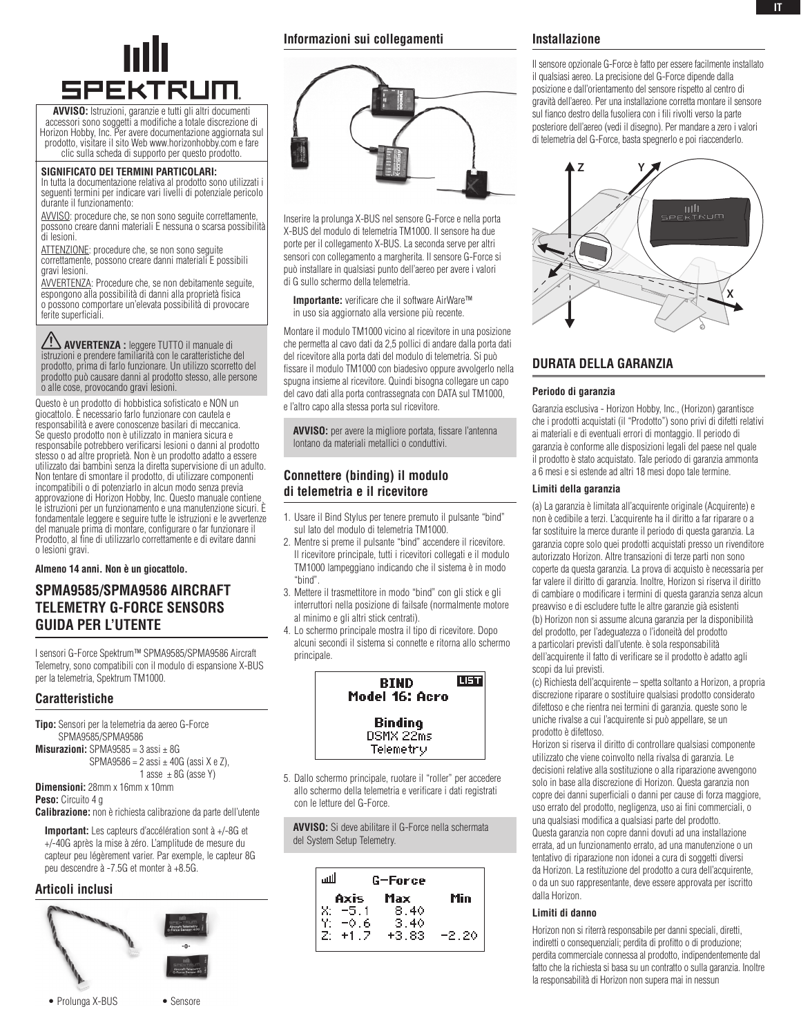**AVVISO:** Istruzioni, garanzie e tutti gli altri documenti accessori sono soggetti a modifiche a totale discrezione di Horizon Hobby, Inc. Per avere documentazione aggiornata sul prodotto, visitare il sito Web www.horizonhobby.com e fare clic sulla scheda di supporto per questo prodotto.

**SIGNIFICATO DEI TERMINI PARTICOLARI:**
In tutta la documentazione relativa al prodotto sono utilizzati i seguenti termini per indicare vari livelli di potenziale pericolo durante il funzionamento:

AVVISO: procedure che, se non sono seguite correttamente, possono creare danni materiali E nessuna o scarsa possibilità di lesioni.

ATTENZIONE: procedure che, se non sono seguite correttamente, possono creare danni materiali E possibili gravi lesioni.

AVVERTENZA: Procedure che, se non debitamente seguite, espongono alla possibilità di danni alla proprietà fisica o possono comportare un'elevata possibilità di provocare ferite superficiali.

**AVVERTENZA :** leggere TUTTO il manuale di istruzioni e prendere familiarità con le caratteristiche del prodotto, prima di farlo funzionare. Un utilizzo scorretto del prodotto può causare danni al prodotto stesso, alle persone o alle cose, provocando gravi lesioni.

Questo è un prodotto di hobbistica sofisticato e NON un giocattolo. È necessario farlo funzionare con cautela e responsabilità e avere conoscenze basilari di meccanica. Se questo prodotto non è utilizzato in maniera sicura e responsabile potrebbero verificarsi lesioni o danni al prodotto stesso o ad altre proprietà. Non è un prodotto adatto a essere utilizzato dai bambini senza la diretta supervisione di un adulto. Non tentare di smontare il prodotto, di utilizzare componenti incompatibili o di potenziarlo in alcun modo senza previa approvazione di Horizon Hobby, Inc. Questo manuale contiene le istruzioni per un funzionamento e una manutenzione sicuri. È fondamentale leggere e seguire tutte le istruzioni e le avvertenze del manuale prima di montare, configurare o far funzionare il Prodotto, al fine di utilizzarlo correttamente e di evitare danni o lesioni gravi.

**Almeno 14 anni. Non è un giocattolo.**

## SPMA9585/SPMA9586 AIRCRAFT TELEMETRY G-FORCE SENSORS GUIDA PER L'UTENTE

I sensori G-Force Spektrum™ SPMA9585/SPMA9586 Aircraft Telemetry, sono compatibili con il modulo di espansione X-BUS per la telemetria, Spektrum TM1000.

### Caratteristiche

**Tipo:** Sensori per la telemetria da aereo G-Force SPMA9585/SPMA9586

**Misurazioni:** SPMA9585 = 3 assi ± 8G
SPMA9586 = 2 assi ± 40G (assi X e Z),
1 asse ± 8G (asse Y)

**Dimensioni:** 28mm x 16mm x 10mm

**Peso:** Circuito 4 g

**Calibrazione:** non è richiesta calibrazione da parte dell'utente

**Important:** Les capteurs d'accélération sont à +/-8G et +/-40G après la mise à zéro. L'amplitude de mesure du capteur peu légèrement varier. Par exemple, le capteur 8G peu descendre à -7.5G et monter à +8.5G.

### Articoli inclusi

- Prolunga X-BUS
- Sensore

### Informazioni sui collegamenti

Inserire la prolunga X-BUS nel sensore G-Force e nella porta X-BUS del modulo di telemetria TM1000. Il sensore ha due porte per il collegamento X-BUS. La seconda serve per altri sensori con collegamento a margherita. Il sensore G-Force si può installare in qualsiasi punto dell'aereo per avere i valori di G sullo schermo della telemetria.

**Importante:** verificare che il software AirWare™ in uso sia aggiornato alla versione più recente.

Montare il modulo TM1000 vicino al ricevitore in una posizione che permetta al cavo dati da 2,5 pollici di andare dalla porta dati del ricevitore alla porta del modulo di telemetria. Si può fissare il modulo TM1000 con biadesivo oppure avvolgerlo nella spugna insieme al ricevitore. Quindi bisogna collegare un capo del cavo dati alla porta contrassegnata con DATA sul TM1000, e l'altro capo alla stessa porta sul ricevitore.

**AVVISO:** per avere la migliore portata, fissare l'antenna lontano da materiali metallici o conduttivi.

### Connettere (binding) il modulo di telemetria e il ricevitore

1. Usare il Bind Stylus per tenere premuto il pulsante "bind" sul lato del modulo di telemetria TM1000.
2. Mentre si preme il pulsante "bind" accendere il ricevitore. Il ricevitore principale, tutti i ricevitori collegati e il modulo TM1000 lampeggiano indicando che il sistema è in modo "bind".
3. Mettere il trasmettitore in modo "bind" con gli stick e gli interruttori nella posizione di failsafe (normalmente motore al minimo e gli altri stick centrati).
4. Lo schermo principale mostra il tipo di ricevitore. Dopo alcuni secondi il sistema si connette e ritorna allo schermo principale.

```
BIND                LIST
Model 16: Acro

Binding
DSMX 22ms
Telemetry
```

5. Dallo schermo principale, ruotare il "roller" per accedere allo schermo della telemetria e verificare i dati registrati con le letture del G-Force.

**AVVISO:** Si deve abilitare il G-Force nella schermata del System Setup Telemetry.

```
        G-Force
  Axis    Max     Min
X: -5.1   8.40
Y: -0.6   3.40
Z: +1.7   +3.83  -2.20
```

### Installazione

Il sensore opzionale G-Force è fatto per essere facilmente installato il qualsiasi aereo. La precisione del G-Force dipende dalla posizione e dall'orientamento del sensore rispetto al centro di gravità dell'aereo. Per una installazione corretta montare il sensore sul fianco destro della fusoliera con i fili rivolti verso la parte posteriore dell'aereo (vedi il disegno). Per mandare a zero i valori di telemetria del G-Force, basta spegnerlo e poi riaccenderlo.

## DURATA DELLA GARANZIA

#### Periodo di garanzia

Garanzia esclusiva - Horizon Hobby, Inc., (Horizon) garantisce che i prodotti acquistati (il "Prodotto") sono privi di difetti relativi ai materiali e di eventuali errori di montaggio. Il periodo di garanzia è conforme alle disposizioni legali del paese nel quale il prodotto è stato acquistato. Tale periodo di garanzia ammonta a 6 mesi e si estende ad altri 18 mesi dopo tale termine.

#### Limiti della garanzia

(a) La garanzia è limitata all'acquirente originale (Acquirente) e non è cedibile a terzi. L'acquirente ha il diritto a far riparare o a far sostituire la merce durante il periodo di questa garanzia. La garanzia copre solo quei prodotti acquistati presso un rivenditore autorizzato Horizon. Altre transazioni di terze parti non sono coperte da questa garanzia. La prova di acquisto è necessaria per far valere il diritto di garanzia. Inoltre, Horizon si riserva il diritto di cambiare o modificare i termini di questa garanzia senza alcun preavviso e di escludere tutte le altre garanzie già esistenti

(b) Horizon non si assume alcuna garanzia per la disponibilità del prodotto, per l'adeguatezza o l'idoneità del prodotto a particolari previsti dall'utente. è sola responsabilità dell'acquirente il fatto di verificare se il prodotto è adatto agli scopi da lui previsti.

(c) Richiesta dell'acquirente – spetta soltanto a Horizon, a propria discrezione riparare o sostituire qualsiasi prodotto considerato difettoso e che rientra nei termini di garanzia. queste sono le uniche rivalse a cui l'acquirente si può appellare, se un prodotto è difettoso.

Horizon si riserva il diritto di controllare qualsiasi componente utilizzato che viene coinvolto nella rivalsa di garanzia. Le decisioni relative alla sostituzione o alla riparazione avvengono solo in base alla discrezione di Horizon. Questa garanzia non copre dei danni superficiali o danni per cause di forza maggiore, uso errato del prodotto, negligenza, uso ai fini commerciali, o una qualsiasi modifica a qualsiasi parte del prodotto.

Questa garanzia non copre danni dovuti ad una installazione errata, ad un funzionamento errato, ad una manutenzione o un tentativo di riparazione non idonei a cura di soggetti diversi da Horizon. La restituzione del prodotto a cura dell'acquirente, o da un suo rappresentante, deve essere approvata per iscritto dalla Horizon.

#### Limiti di danno

Horizon non si riterrà responsabile per danni speciali, diretti, indiretti o consequenziali; perdita di profitto o di produzione; perdita commerciale connessa al prodotto, indipendentemente dal fatto che la richiesta si basa su un contratto o sulla garanzia. Inoltre la responsabilità di Horizon non supera mai in nessun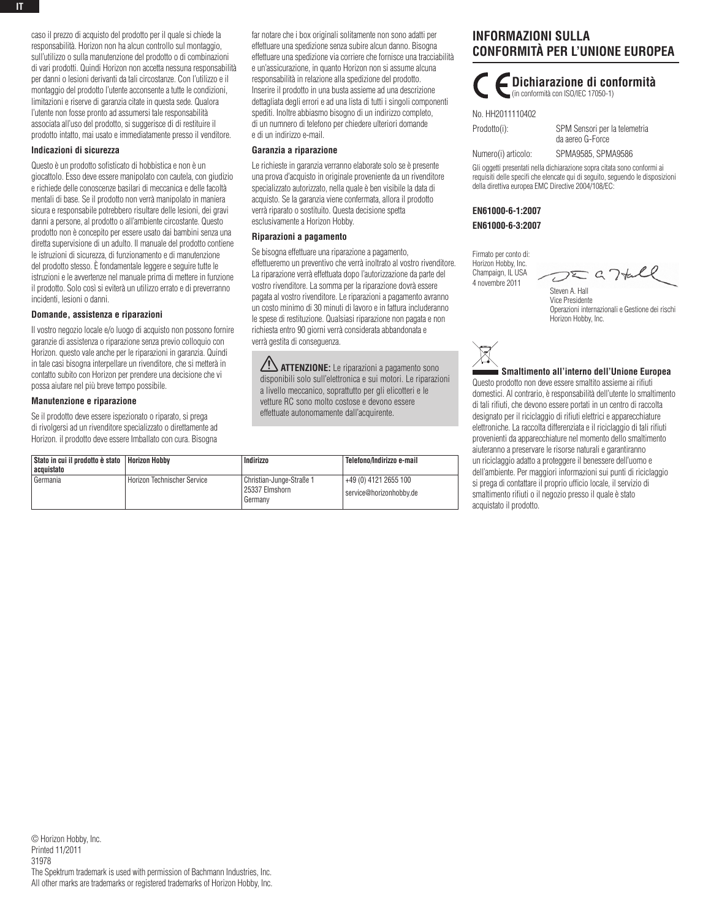caso il prezzo di acquisto del prodotto per il quale si chiede la responsabilità. Horizon non ha alcun controllo sul montaggio, sull'utilizzo o sulla manutenzione del prodotto o di combinazioni di vari prodotti. Quindi Horizon non accetta nessuna responsabilità per danni o lesioni derivanti da tali circostanze. Con l'utilizzo e il montaggio del prodotto l'utente acconsente a tutte le condizioni, limitazioni e riserve di garanzia citate in questa sede. Qualora l'utente non fosse pronto ad assumersi tale responsabilità associata all'uso del prodotto, si suggerisce di di restituire il prodotto intatto, mai usato e immediatamente presso il venditore.

### Indicazioni di sicurezza

Questo è un prodotto sofisticato di hobbistica e non è un giocattolo. Esso deve essere manipolato con cautela, con giudizio e richiede delle conoscenze basilari di meccanica e delle facoltà mentali di base. Se il prodotto non verrà manipolato in maniera sicura e responsabile potrebbero risultare delle lesioni, dei gravi danni a persone, al prodotto o all'ambiente circostante. Questo prodotto non è concepito per essere usato dai bambini senza una diretta supervisione di un adulto. Il manuale del prodotto contiene le istruzioni di sicurezza, di funzionamento e di manutenzione del prodotto stesso. È fondamentale leggere e seguire tutte le istruzioni e le avvertenze nel manuale prima di mettere in funzione il prodotto. Solo così si eviterà un utilizzo errato e di preverranno incidenti, lesioni o danni.

### Domande, assistenza e riparazioni

Il vostro negozio locale e/o luogo di acquisto non possono fornire garanzie di assistenza o riparazione senza previo colloquio con Horizon. questo vale anche per le riparazioni in garanzia. Quindi in tale casi bisogna interpellare un rivenditore, che si metterà in contatto subito con Horizon per prendere una decisione che vi possa aiutare nel più breve tempo possibile.

### Manutenzione e riparazione

Se il prodotto deve essere ispezionato o riparato, si prega di rivolgersi ad un rivenditore specializzato o direttamente ad Horizon. il prodotto deve essere Imballato con cura. Bisogna far notare che i box originali solitamente non sono adatti per effettuare una spedizione senza subire alcun danno. Bisogna effettuare una spedizione via corriere che fornisce una tracciabilità e un'assicurazione, in quanto Horizon non si assume alcuna responsabilità in relazione alla spedizione del prodotto. Inserire il prodotto in una busta assieme ad una descrizione dettagliata degli errori e ad una lista di tutti i singoli componenti spediti. Inoltre abbiamo bisogno di un indirizzo completo, di un numnero di telefono per chiedere ulteriori domande e di un indirizzo e-mail.

### Garanzia a riparazione

Le richieste in garanzia verranno elaborate solo se è presente una prova d'acquisto in originale proveniente da un rivenditore specializzato autorizzato, nella quale è ben visibile la data di acquisto. Se la garanzia viene confermata, allora il prodotto verrà riparato o sostituito. Questa decisione spetta esclusivamente a Horizon Hobby.

### Riparazioni a pagamento

Se bisogna effettuare una riparazione a pagamento, effettueremo un preventivo che verrà inoltrato al vostro rivenditore. La riparazione verrà effettuata dopo l'autorizzazione da parte del vostro rivenditore. La somma per la riparazione dovrà essere pagata al vostro rivenditore. Le riparazioni a pagamento avranno un costo minimo di 30 minuti di lavoro e in fattura includeranno le spese di restituzione. Qualsiasi riparazione non pagata e non richiesta entro 90 giorni verrà considerata abbandonata e verrà gestita di conseguenza.

**ATTENZIONE:** Le riparazioni a pagamento sono disponibili solo sull'elettronica e sui motori. Le riparazioni a livello meccanico, soprattutto per gli elicotteri e le vetture RC sono molto costose e devono essere effettuate autonomamente dall'acquirente.

| Stato in cui il prodotto è stato acquistato | Horizon Hobby | Indirizzo | Telefono/Indirizzo e-mail |
|---|---|---|---|
| Germania | Horizon Technischer Service | Christian-Junge-Straße 1 25337 Elmshorn Germany | +49 (0) 4121 2655 100 service@horizonhobby.de |

## INFORMAZIONI SULLA CONFORMITÀ PER L'UNIONE EUROPEA

### Dichiarazione di conformità

(in conformità con ISO/IEC 17050-1)

No. HH2011110402

Prodotto(i): SPM Sensori per la telemetria da aereo G-Force

Numero(i) articolo: SPMA9585, SPMA9586

Gli oggetti presentati nella dichiarazione sopra citata sono conformi ai requisiti delle specifi che elencate qui di seguito, seguendo le disposizioni della direttiva europea EMC Directive 2004/108/EC:

**EN61000-6-1:2007**

**EN61000-6-3:2007**

Firmato per conto di:
Horizon Hobby, Inc.
Champaign, IL USA
4 novembre 2011

Steven A. Hall
Vice Presidente
Operazioni internazionali e Gestione dei rischi
Horizon Hobby, Inc.

### Smaltimento all'interno dell'Unione Europea

Questo prodotto non deve essere smaltito assieme ai rifiuti domestici. Al contrario, è responsabilità dell'utente lo smaltimento di tali rifiuti, che devono essere portati in un centro di raccolta designato per il riciclaggio di rifiuti elettrici e apparecchiature elettroniche. La raccolta differenziata e il riciclaggio di tali rifiuti provenienti da apparecchiature nel momento dello smaltimento aiuteranno a preservare le risorse naturali e garantiranno un riciclaggio adatto a proteggere il benessere dell'uomo e dell'ambiente. Per maggiori informazioni sui punti di riciclaggio si prega di contattare il proprio ufficio locale, il servizio di smaltimento rifiuti o il negozio presso il quale è stato acquistato il prodotto.

© Horizon Hobby, Inc.
Printed 11/2011
31978
The Spektrum trademark is used with permission of Bachmann Industries, Inc.
All other marks are trademarks or registered trademarks of Horizon Hobby, Inc.